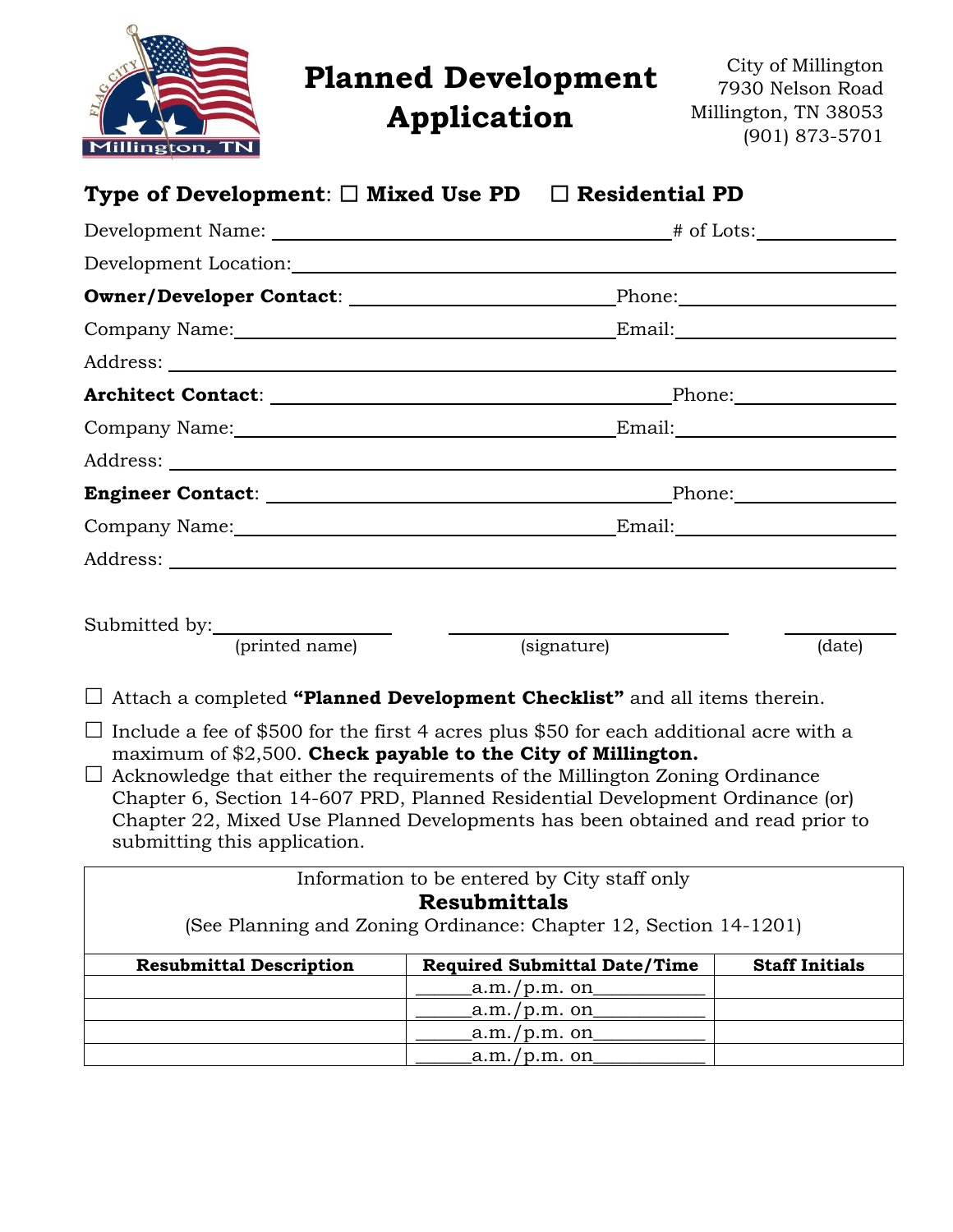# Planned Development Application

City of Millington
7930 Nelson Road
Millington, TN 38053
(901) 873-5701

**Type of Development**: ☐ **Mixed Use PD** ☐ **Residential PD**

Development Name: ____________________________ # of Lots: __________

Development Location: ____________________________________________

**Owner/Developer Contact**: ____________________ Phone: ______________

Company Name: ____________________ Email: ______________

Address: ____________________________________________

**Architect Contact**: ____________________ Phone: ______________

Company Name: ____________________ Email: ______________

Address: ____________________________________________

**Engineer Contact**: ____________________ Phone: ______________

Company Name: ____________________ Email: ______________

Address: ____________________________________________

Submitted by: ______________ ______________ ______________
(printed name) (signature) (date)

☐ Attach a completed **"Planned Development Checklist"** and all items therein.

☐ Include a fee of $500 for the first 4 acres plus $50 for each additional acre with a maximum of $2,500. **Check payable to the City of Millington.**

☐ Acknowledge that either the requirements of the Millington Zoning Ordinance Chapter 6, Section 14-607 PRD, Planned Residential Development Ordinance (or) Chapter 22, Mixed Use Planned Developments has been obtained and read prior to submitting this application.

Information to be entered by City staff only

**Resubmittals**

(See Planning and Zoning Ordinance: Chapter 12, Section 14-1201)

| Resubmittal Description | Required Submittal Date/Time | Staff Initials |
|---|---|---|
| | ______a.m./p.m. on___________ | |
| | ______a.m./p.m. on___________ | |
| | ______a.m./p.m. on___________ | |
| | ______a.m./p.m. on___________ | |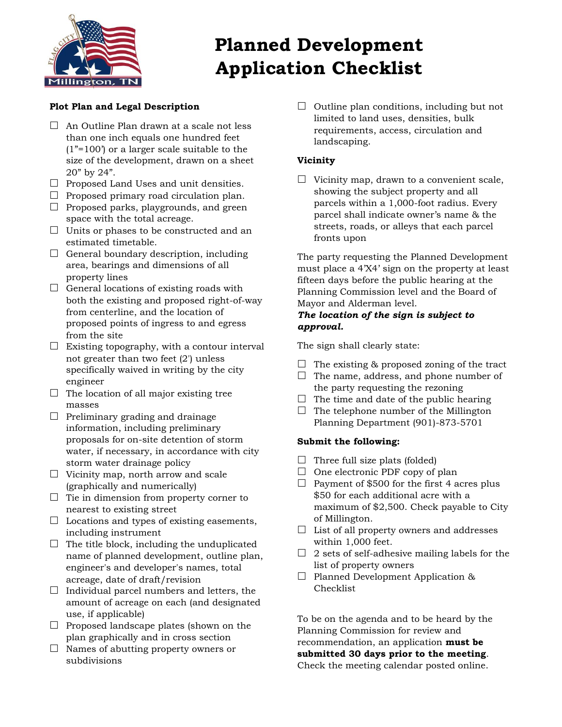# Planned Development Application Checklist

**Plot Plan and Legal Description**

- ☐ An Outline Plan drawn at a scale not less than one inch equals one hundred feet (1"=100') or a larger scale suitable to the size of the development, drawn on a sheet 20" by 24".
- ☐ Proposed Land Uses and unit densities.
- ☐ Proposed primary road circulation plan.
- ☐ Proposed parks, playgrounds, and green space with the total acreage.
- ☐ Units or phases to be constructed and an estimated timetable.
- ☐ General boundary description, including area, bearings and dimensions of all property lines
- ☐ General locations of existing roads with both the existing and proposed right-of-way from centerline, and the location of proposed points of ingress to and egress from the site
- ☐ Existing topography, with a contour interval not greater than two feet (2') unless specifically waived in writing by the city engineer
- ☐ The location of all major existing tree masses
- ☐ Preliminary grading and drainage information, including preliminary proposals for on-site detention of storm water, if necessary, in accordance with city storm water drainage policy
- ☐ Vicinity map, north arrow and scale (graphically and numerically)
- ☐ Tie in dimension from property corner to nearest to existing street
- ☐ Locations and types of existing easements, including instrument
- ☐ The title block, including the unduplicated name of planned development, outline plan, engineer's and developer's names, total acreage, date of draft/revision
- ☐ Individual parcel numbers and letters, the amount of acreage on each (and designated use, if applicable)
- ☐ Proposed landscape plates (shown on the plan graphically and in cross section
- ☐ Names of abutting property owners or subdivisions
- ☐ Outline plan conditions, including but not limited to land uses, densities, bulk requirements, access, circulation and landscaping.

**Vicinity**

- ☐ Vicinity map, drawn to a convenient scale, showing the subject property and all parcels within a 1,000-foot radius. Every parcel shall indicate owner's name & the streets, roads, or alleys that each parcel fronts upon

The party requesting the Planned Development must place a 4'X4' sign on the property at least fifteen days before the public hearing at the Planning Commission level and the Board of Mayor and Alderman level.
***The location of the sign is subject to approval.***

The sign shall clearly state:

- ☐ The existing & proposed zoning of the tract
- ☐ The name, address, and phone number of the party requesting the rezoning
- ☐ The time and date of the public hearing
- ☐ The telephone number of the Millington Planning Department (901)-873-5701

**Submit the following:**

- ☐ Three full size plats (folded)
- ☐ One electronic PDF copy of plan
- ☐ Payment of $500 for the first 4 acres plus $50 for each additional acre with a maximum of $2,500. Check payable to City of Millington.
- ☐ List of all property owners and addresses within 1,000 feet.
- ☐ 2 sets of self-adhesive mailing labels for the list of property owners
- ☐ Planned Development Application & Checklist

To be on the agenda and to be heard by the Planning Commission for review and recommendation, an application **must be submitted 30 days prior to the meeting**. Check the meeting calendar posted online.